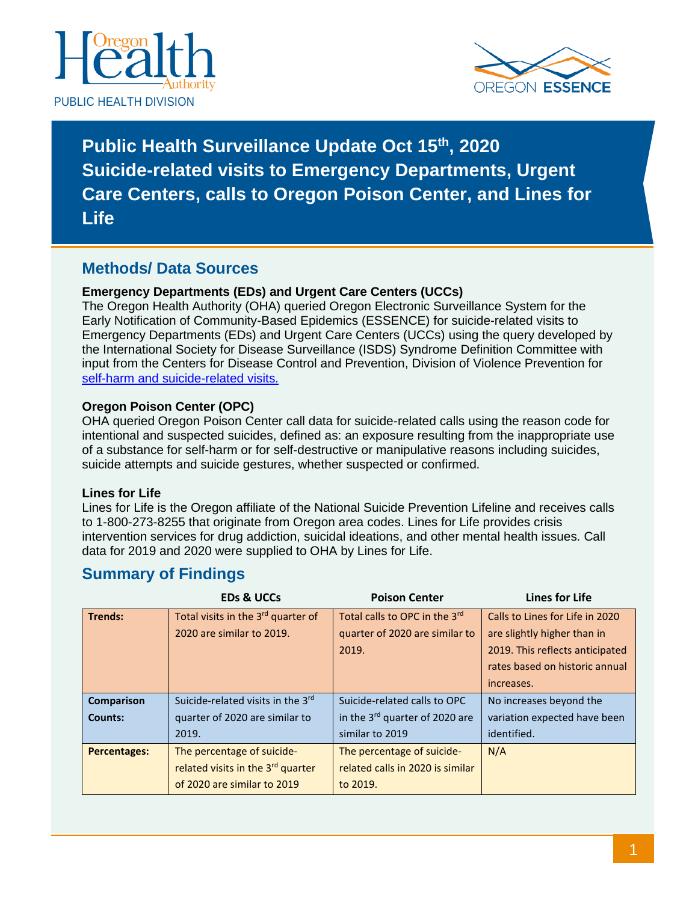PUBLIC HEALTH DIVISION

# Public Health Surveillance Update Oct 15th, 2020 Suicide-related visits to Emergency Departments, Urgent Care Centers, calls to Oregon Poison Center, and Lines for Life

## Methods/ Data Sources

**Emergency Departments (EDs) and Urgent Care Centers (UCCs)**
The Oregon Health Authority (OHA) queried Oregon Electronic Surveillance System for the Early Notification of Community-Based Epidemics (ESSENCE) for suicide-related visits to Emergency Departments (EDs) and Urgent Care Centers (UCCs) using the query developed by the International Society for Disease Surveillance (ISDS) Syndrome Definition Committee with input from the Centers for Disease Control and Prevention, Division of Violence Prevention for self-harm and suicide-related visits.

**Oregon Poison Center (OPC)**
OHA queried Oregon Poison Center call data for suicide-related calls using the reason code for intentional and suspected suicides, defined as: an exposure resulting from the inappropriate use of a substance for self-harm or for self-destructive or manipulative reasons including suicides, suicide attempts and suicide gestures, whether suspected or confirmed.

**Lines for Life**
Lines for Life is the Oregon affiliate of the National Suicide Prevention Lifeline and receives calls to 1-800-273-8255 that originate from Oregon area codes. Lines for Life provides crisis intervention services for drug addiction, suicidal ideations, and other mental health issues. Call data for 2019 and 2020 were supplied to OHA by Lines for Life.

## Summary of Findings

| | EDs & UCCs | Poison Center | Lines for Life |
|---|---|---|---|
| **Trends:** | Total visits in the 3rd quarter of 2020 are similar to 2019. | Total calls to OPC in the 3rd quarter of 2020 are similar to 2019. | Calls to Lines for Life in 2020 are slightly higher than in 2019. This reflects anticipated rates based on historic annual increases. |
| **Comparison Counts:** | Suicide-related visits in the 3rd quarter of 2020 are similar to 2019. | Suicide-related calls to OPC in the 3rd quarter of 2020 are similar to 2019 | No increases beyond the variation expected have been identified. |
| **Percentages:** | The percentage of suicide-related visits in the 3rd quarter of 2020 are similar to 2019 | The percentage of suicide-related calls in 2020 is similar to 2019. | N/A |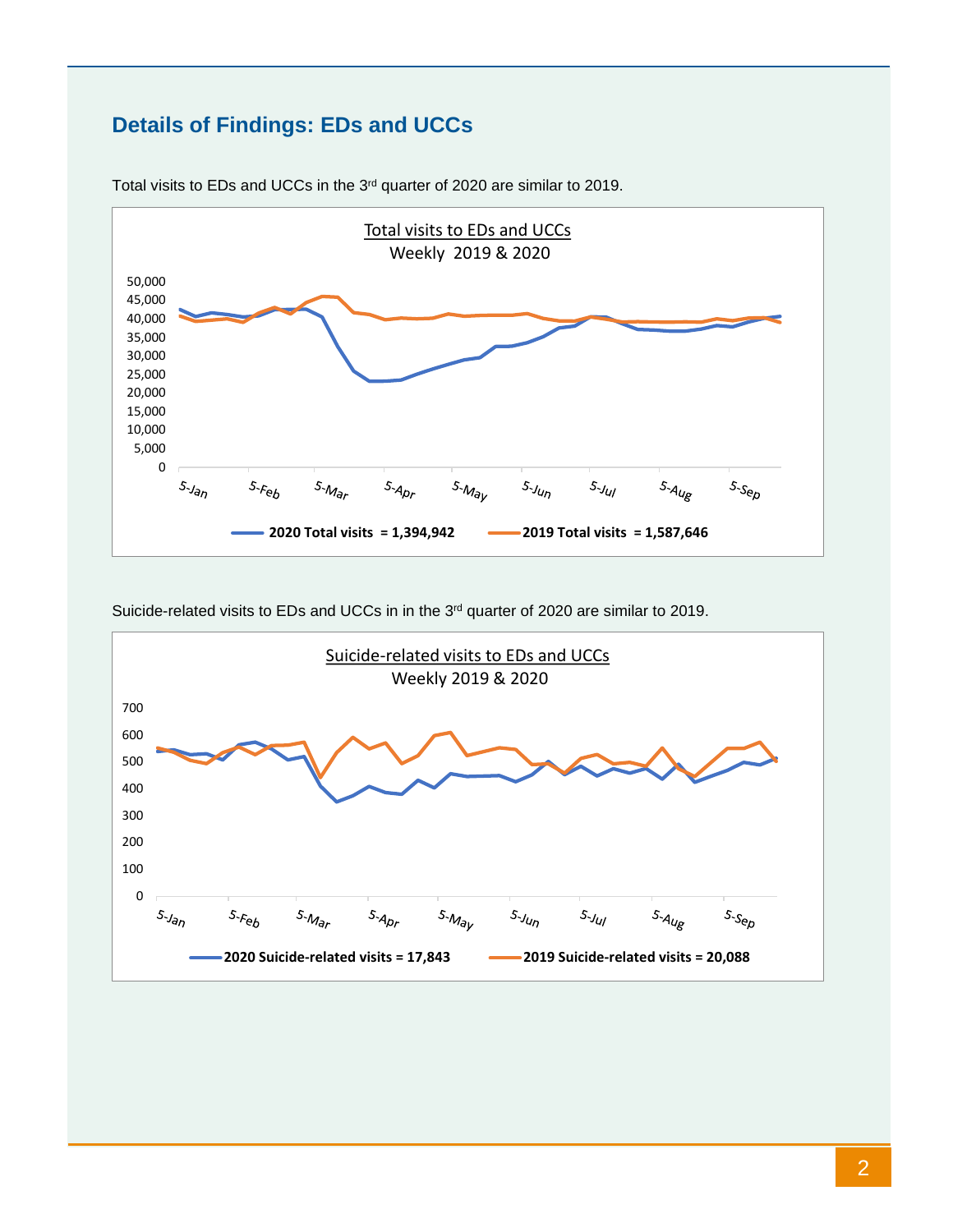## Details of Findings: EDs and UCCs

Total visits to EDs and UCCs in the 3rd quarter of 2020 are similar to 2019.

Total visits to EDs and UCCs

Weekly 2019 & 2020

**2020 Total visits = 1,394,942** **2019 Total visits = 1,587,646**

Suicide-related visits to EDs and UCCs in in the 3rd quarter of 2020 are similar to 2019.

Suicide-related visits to EDs and UCCs

Weekly 2019 & 2020

**2020 Suicide-related visits = 17,843** **2019 Suicide-related visits = 20,088**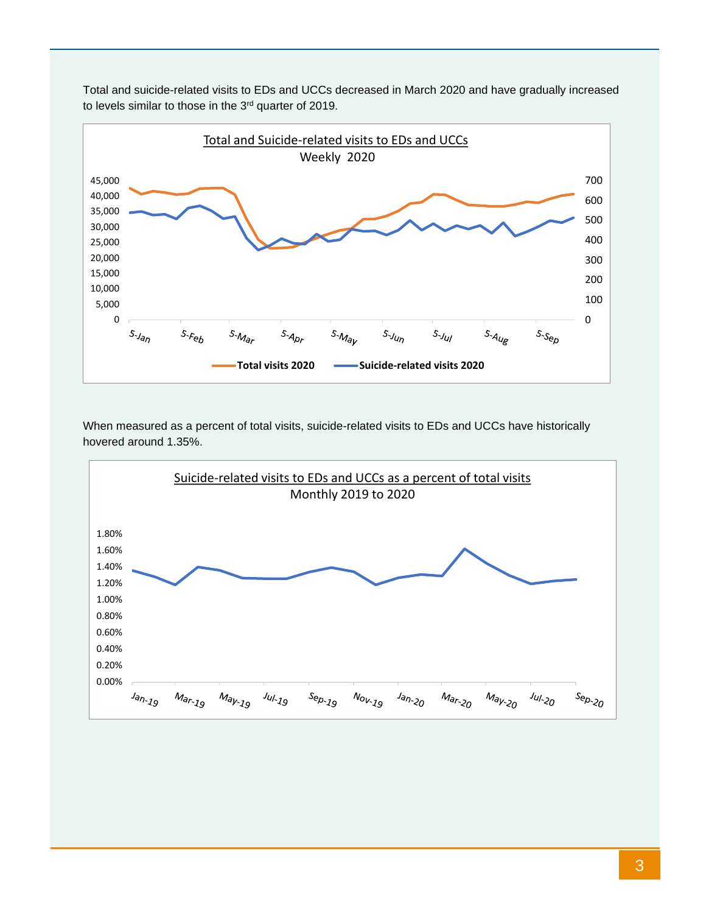Total and suicide-related visits to EDs and UCCs decreased in March 2020 and have gradually increased to levels similar to those in the 3rd quarter of 2019.

Total and Suicide-related visits to EDs and UCCs
Weekly 2020

Total visits 2020 | Suicide-related visits 2020

When measured as a percent of total visits, suicide-related visits to EDs and UCCs have historically hovered around 1.35%.

Suicide-related visits to EDs and UCCs as a percent of total visits
Monthly 2019 to 2020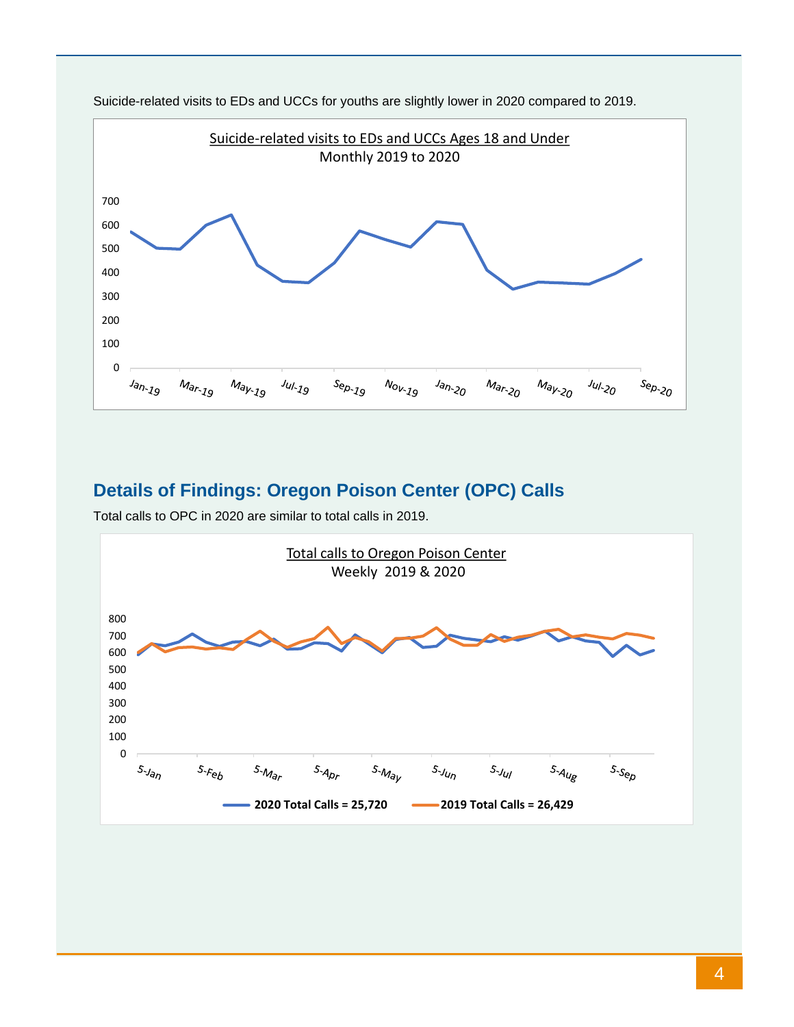Suicide-related visits to EDs and UCCs for youths are slightly lower in 2020 compared to 2019.

Suicide-related visits to EDs and UCCs Ages 18 and Under
Monthly 2019 to 2020

## Details of Findings: Oregon Poison Center (OPC) Calls

Total calls to OPC in 2020 are similar to total calls in 2019.

Total calls to Oregon Poison Center
Weekly 2019 & 2020

**2020 Total Calls = 25,720** **2019 Total Calls = 26,429**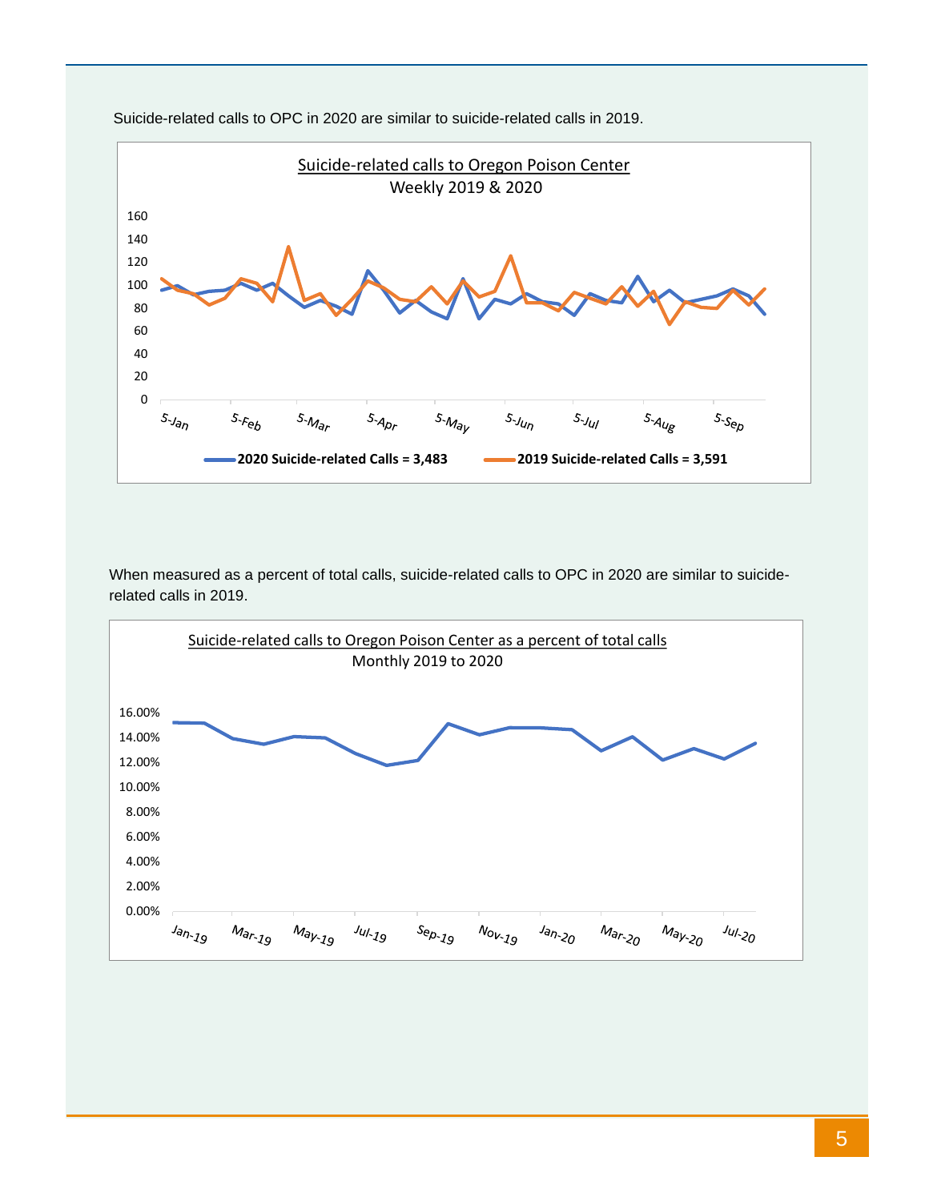Suicide-related calls to OPC in 2020 are similar to suicide-related calls in 2019.

Suicide-related calls to Oregon Poison Center
Weekly 2019 & 2020

2020 Suicide-related Calls = 3,483

2019 Suicide-related Calls = 3,591

When measured as a percent of total calls, suicide-related calls to OPC in 2020 are similar to suicide-related calls in 2019.

Suicide-related calls to Oregon Poison Center as a percent of total calls
Monthly 2019 to 2020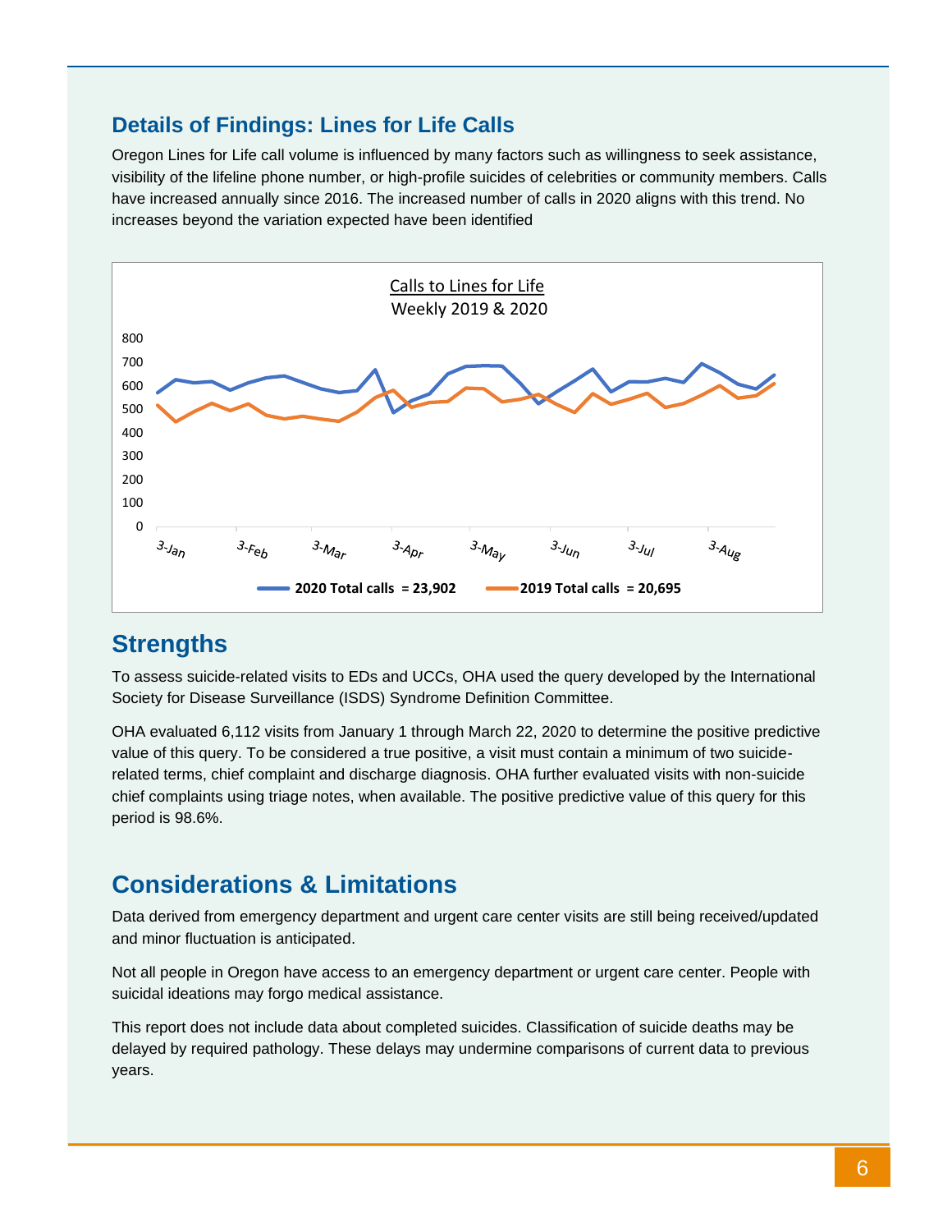## Details of Findings: Lines for Life Calls

Oregon Lines for Life call volume is influenced by many factors such as willingness to seek assistance, visibility of the lifeline phone number, or high-profile suicides of celebrities or community members. Calls have increased annually since 2016. The increased number of calls in 2020 aligns with this trend. No increases beyond the variation expected have been identified

Calls to Lines for Life
Weekly 2019 & 2020

2020 Total calls = 23,902
2019 Total calls = 20,695

## Strengths

To assess suicide-related visits to EDs and UCCs, OHA used the query developed by the International Society for Disease Surveillance (ISDS) Syndrome Definition Committee.

OHA evaluated 6,112 visits from January 1 through March 22, 2020 to determine the positive predictive value of this query. To be considered a true positive, a visit must contain a minimum of two suicide-related terms, chief complaint and discharge diagnosis. OHA further evaluated visits with non-suicide chief complaints using triage notes, when available. The positive predictive value of this query for this period is 98.6%.

## Considerations & Limitations

Data derived from emergency department and urgent care center visits are still being received/updated and minor fluctuation is anticipated.

Not all people in Oregon have access to an emergency department or urgent care center. People with suicidal ideations may forgo medical assistance.

This report does not include data about completed suicides. Classification of suicide deaths may be delayed by required pathology. These delays may undermine comparisons of current data to previous years.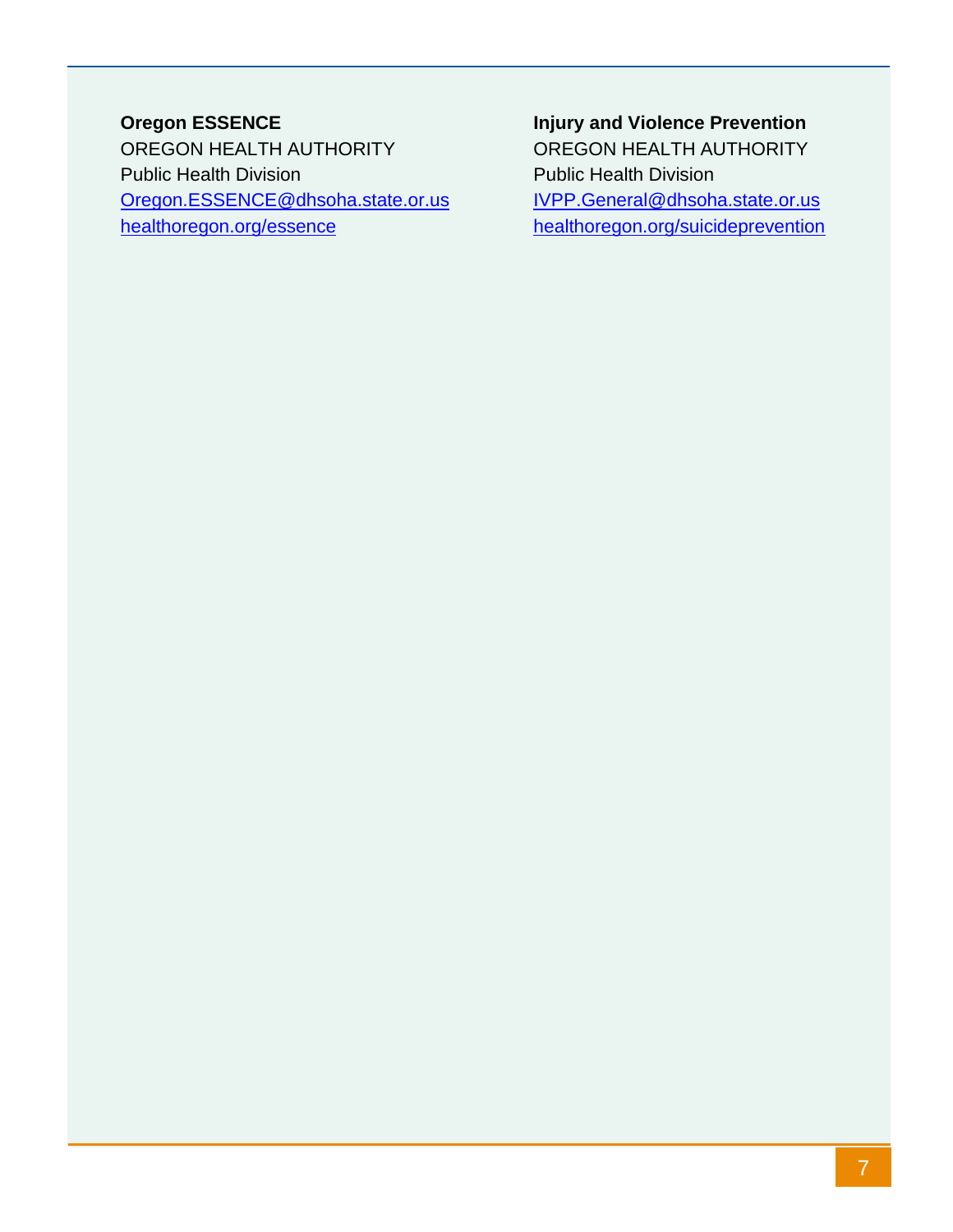**Oregon ESSENCE**
OREGON HEALTH AUTHORITY
Public Health Division
Oregon.ESSENCE@dhsoha.state.or.us
healthoregon.org/essence

**Injury and Violence Prevention**
OREGON HEALTH AUTHORITY
Public Health Division
IVPP.General@dhsoha.state.or.us
healthoregon.org/suicideprevention